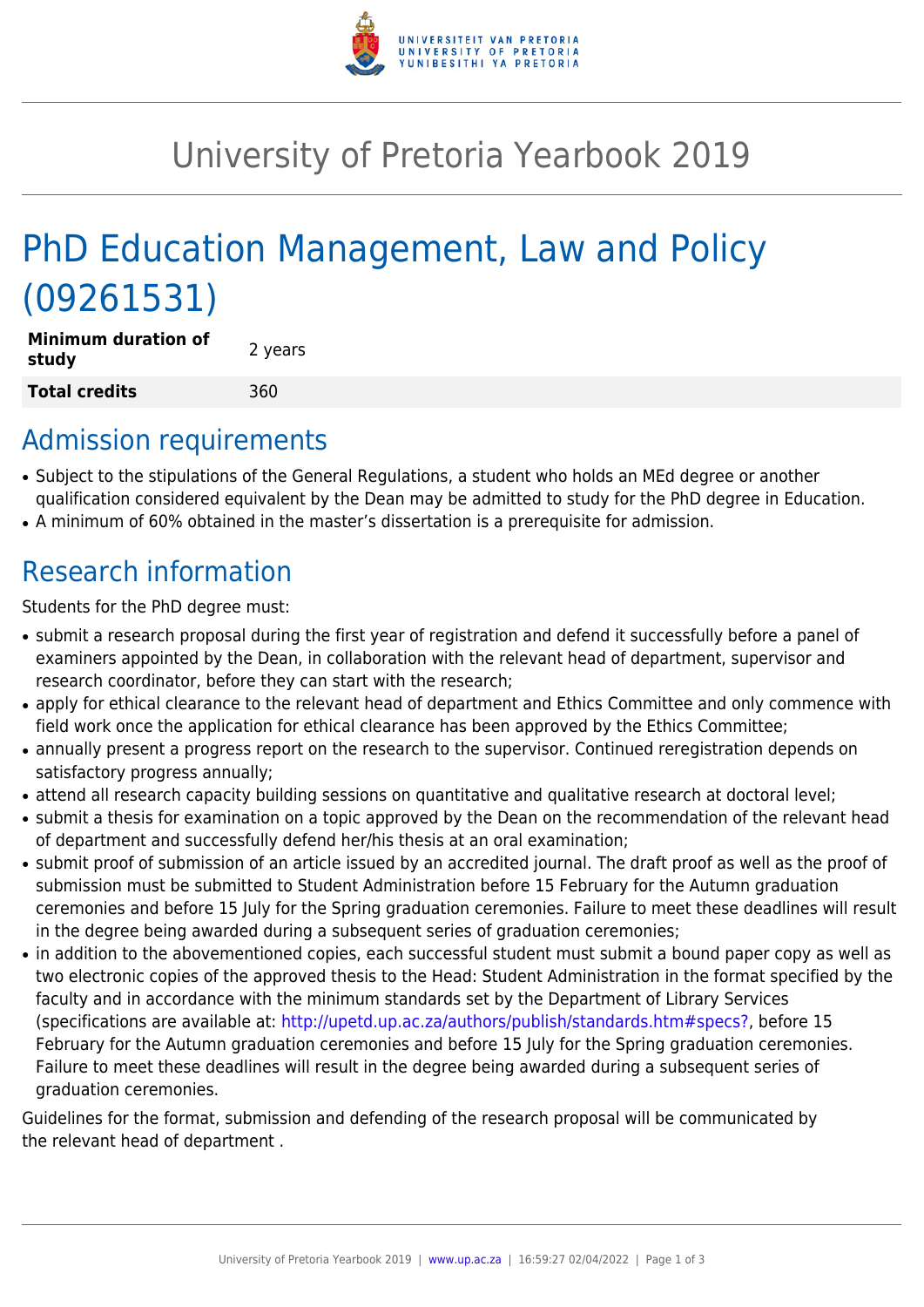# University of Pretoria Yearbook 2019

# PhD Education Management, Law and Policy (09261531)

| **Minimum duration of study** | 2 years |
| --- | --- |
| **Total credits** | 360 |

## Admission requirements

- Subject to the stipulations of the General Regulations, a student who holds an MEd degree or another qualification considered equivalent by the Dean may be admitted to study for the PhD degree in Education.
- A minimum of 60% obtained in the master's dissertation is a prerequisite for admission.

## Research information

Students for the PhD degree must:

- submit a research proposal during the first year of registration and defend it successfully before a panel of examiners appointed by the Dean, in collaboration with the relevant head of department, supervisor and research coordinator, before they can start with the research;
- apply for ethical clearance to the relevant head of department and Ethics Committee and only commence with field work once the application for ethical clearance has been approved by the Ethics Committee;
- annually present a progress report on the research to the supervisor. Continued reregistration depends on satisfactory progress annually;
- attend all research capacity building sessions on quantitative and qualitative research at doctoral level;
- submit a thesis for examination on a topic approved by the Dean on the recommendation of the relevant head of department and successfully defend her/his thesis at an oral examination;
- submit proof of submission of an article issued by an accredited journal. The draft proof as well as the proof of submission must be submitted to Student Administration before 15 February for the Autumn graduation ceremonies and before 15 July for the Spring graduation ceremonies. Failure to meet these deadlines will result in the degree being awarded during a subsequent series of graduation ceremonies;
- in addition to the abovementioned copies, each successful student must submit a bound paper copy as well as two electronic copies of the approved thesis to the Head: Student Administration in the format specified by the faculty and in accordance with the minimum standards set by the Department of Library Services (specifications are available at: http://upetd.up.ac.za/authors/publish/standards.htm#specs?, before 15 February for the Autumn graduation ceremonies and before 15 July for the Spring graduation ceremonies. Failure to meet these deadlines will result in the degree being awarded during a subsequent series of graduation ceremonies.

Guidelines for the format, submission and defending of the research proposal will be communicated by the relevant head of department .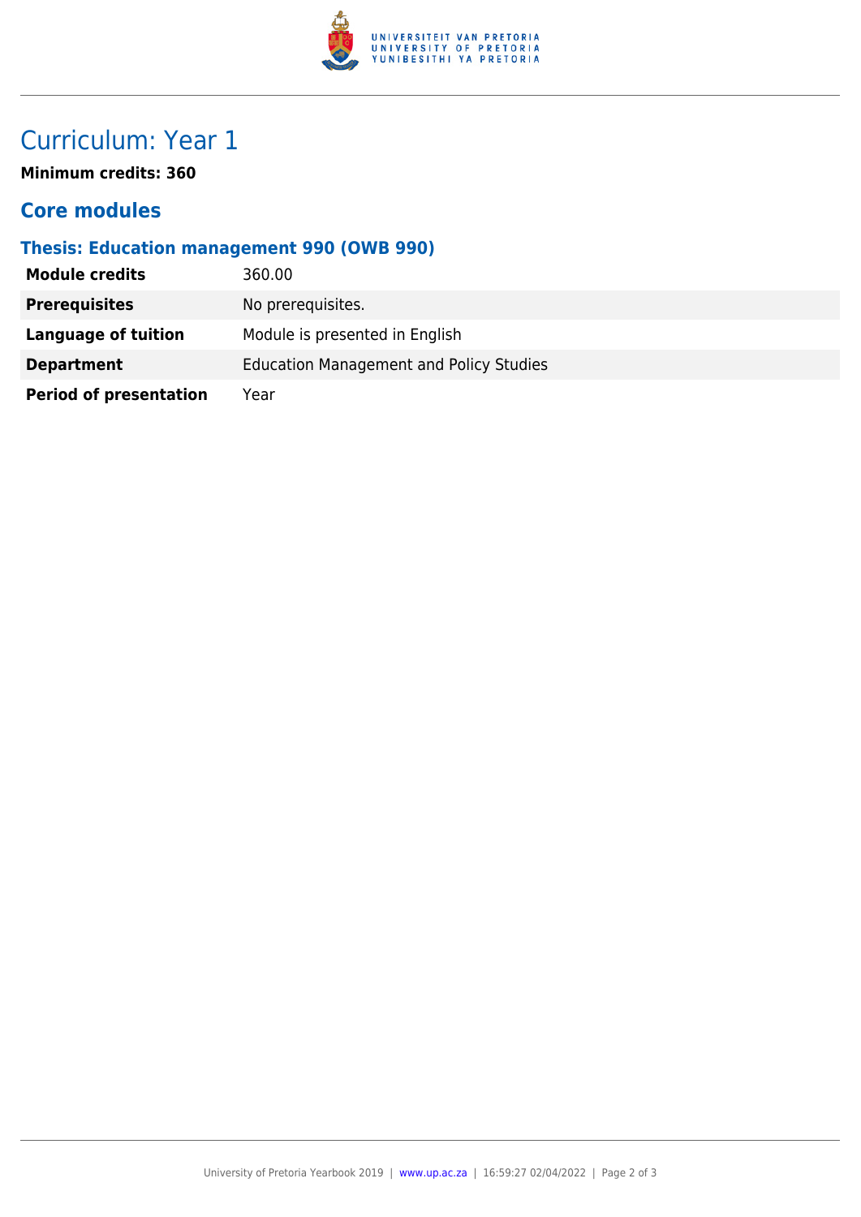# Curriculum: Year 1

**Minimum credits: 360**

## Core modules

### Thesis: Education management 990 (OWB 990)

| | |
|---|---|
| **Module credits** | 360.00 |
| **Prerequisites** | No prerequisites. |
| **Language of tuition** | Module is presented in English |
| **Department** | Education Management and Policy Studies |
| **Period of presentation** | Year |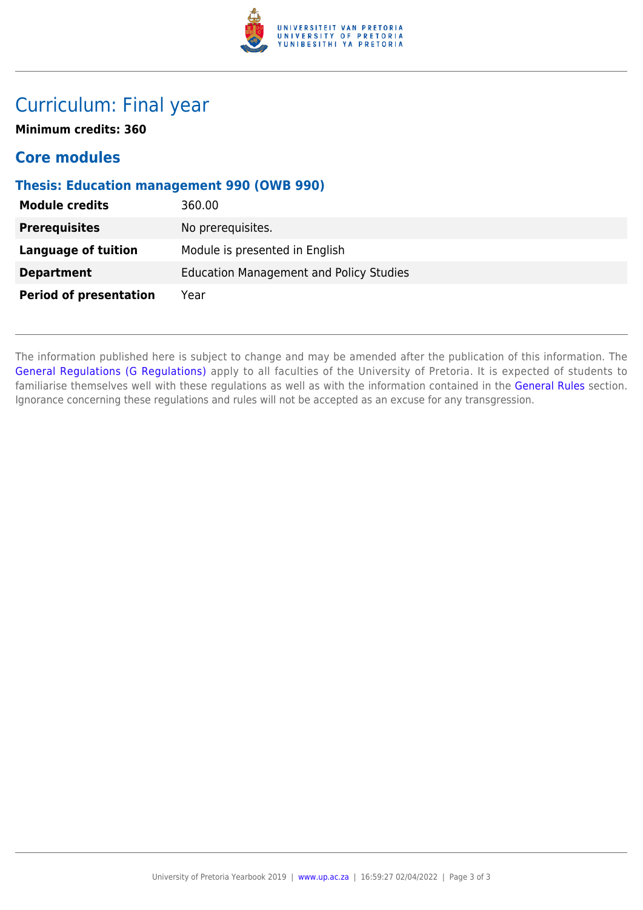## Curriculum: Final year

**Minimum credits: 360**

### Core modules

#### Thesis: Education management 990 (OWB 990)

| | |
|---|---|
| **Module credits** | 360.00 |
| **Prerequisites** | No prerequisites. |
| **Language of tuition** | Module is presented in English |
| **Department** | Education Management and Policy Studies |
| **Period of presentation** | Year |

The information published here is subject to change and may be amended after the publication of this information. The General Regulations (G Regulations) apply to all faculties of the University of Pretoria. It is expected of students to familiarise themselves well with these regulations as well as with the information contained in the General Rules section. Ignorance concerning these regulations and rules will not be accepted as an excuse for any transgression.